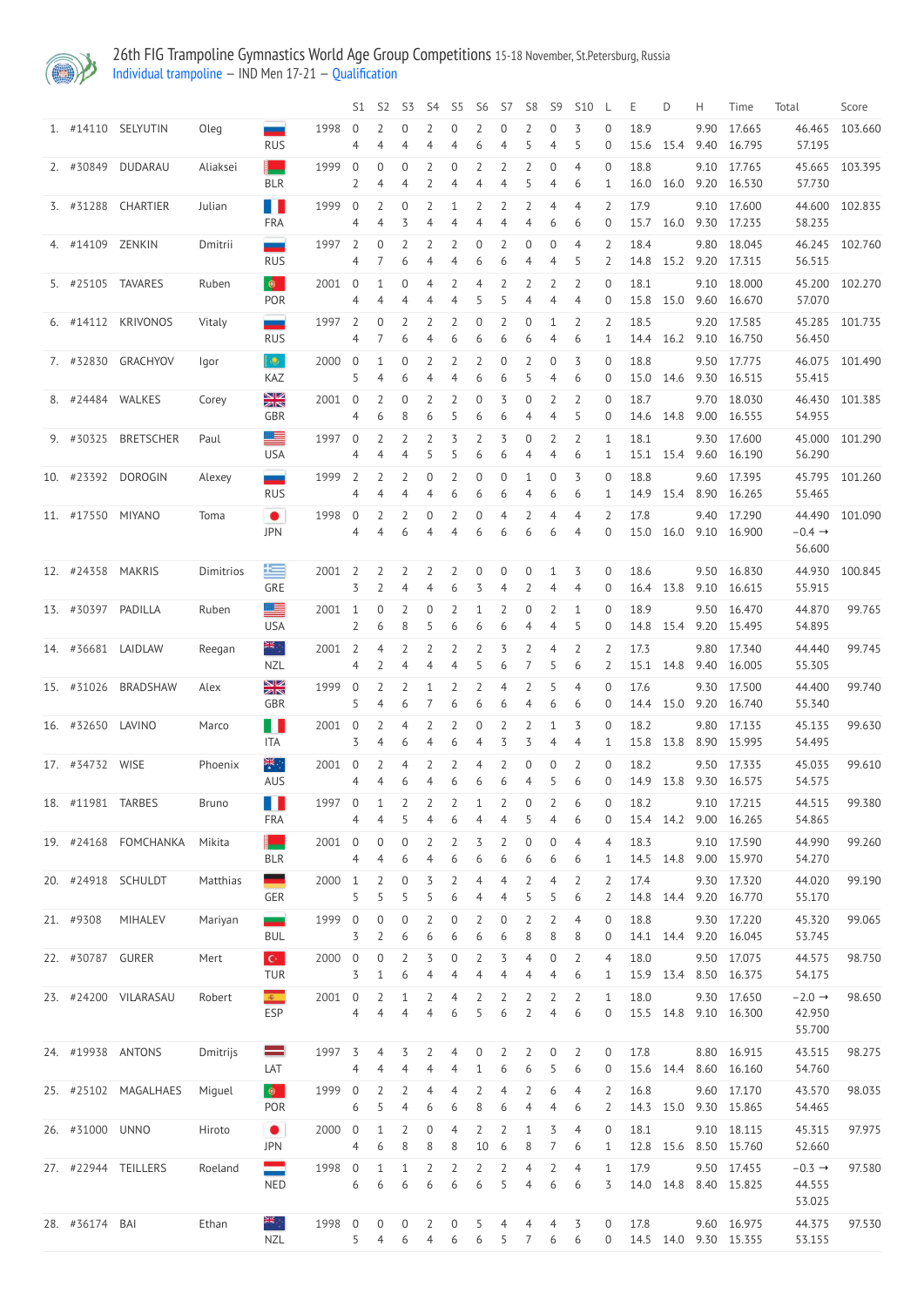# 26th FIG Trampoline Gymnastics World Age Group Competitions 15-18 November, St.Petersburg, Russia

Individual trampoline – IND Men 17-21 – Qualification

| | | | | | | S1 | S2 | S3 | S4 | S5 | S6 | S7 | S8 | S9 | S10 | L | E | D | H | Time | Total | Score |
|---|---|---|---|---|---|---|---|---|---|---|---|---|---|---|---|---|---|---|---|---|---|---|
| 1. | #14110 | SELYUTIN | Oleg | RUS | 1998 | 0 | 2 | 0 | 2 | 0 | 2 | 0 | 2 | 0 | 3 | 0 | 18.9 | | 9.90 | 17.665 | 46.465 | 103.660 |
| | | | | | | 4 | 4 | 4 | 4 | 4 | 6 | 4 | 5 | 4 | 5 | 0 | 15.6 | 15.4 | 9.40 | 16.795 | 57.195 | |
| 2. | #30849 | DUDARAU | Aliaksei | BLR | 1999 | 0 | 0 | 0 | 2 | 0 | 2 | 2 | 2 | 0 | 4 | 0 | 18.8 | | 9.10 | 17.765 | 45.665 | 103.395 |
| | | | | | | 2 | 4 | 4 | 2 | 4 | 4 | 4 | 5 | 4 | 6 | 1 | 16.0 | 16.0 | 9.20 | 16.530 | 57.730 | |
| 3. | #31288 | CHARTIER | Julian | FRA | 1999 | 0 | 2 | 0 | 2 | 1 | 2 | 2 | 2 | 4 | 4 | 2 | 17.9 | | 9.10 | 17.600 | 44.600 | 102.835 |
| | | | | | | 4 | 4 | 3 | 4 | 4 | 4 | 4 | 6 | 6 | 6 | 0 | 15.7 | 16.0 | 9.30 | 17.235 | 58.235 | |
| 4. | #14109 | ZENKIN | Dmitrii | RUS | 1997 | 2 | 0 | 2 | 2 | 2 | 0 | 2 | 0 | 0 | 4 | 0 | 18.4 | | 9.80 | 18.045 | 46.245 | 102.760 |
| | | | | | | 4 | 7 | 6 | 4 | 4 | 6 | 6 | 4 | 4 | 5 | 2 | 14.8 | 15.2 | 9.20 | 17.315 | 56.515 | |
| 5. | #25105 | TAVARES | Ruben | POR | 2001 | 0 | 1 | 0 | 4 | 2 | 4 | 2 | 2 | 2 | 2 | 0 | 18.1 | | 9.10 | 18.000 | 45.200 | 102.270 |
| | | | | | | 4 | 4 | 4 | 4 | 4 | 5 | 5 | 4 | 4 | 4 | 0 | 15.8 | 15.0 | 9.60 | 16.670 | 57.070 | |
| 6. | #14112 | KRIVONOS | Vitaly | RUS | 1997 | 2 | 0 | 2 | 2 | 2 | 0 | 2 | 0 | 1 | 2 | 2 | 18.5 | | 9.20 | 17.585 | 45.285 | 101.735 |
| | | | | | | 4 | 7 | 6 | 4 | 6 | 6 | 6 | 6 | 4 | 6 | 1 | 14.4 | 16.2 | 9.10 | 16.750 | 56.450 | |
| 7. | #32830 | GRACHYOV | Igor | KAZ | 2000 | 0 | 1 | 0 | 2 | 2 | 2 | 0 | 2 | 0 | 3 | 0 | 18.8 | | 9.50 | 17.775 | 46.075 | 101.490 |
| | | | | | | 5 | 4 | 6 | 4 | 4 | 6 | 6 | 5 | 4 | 6 | 0 | 15.0 | 14.6 | 9.30 | 16.515 | 55.415 | |
| 8. | #24484 | WALKES | Corey | GBR | 2001 | 0 | 2 | 0 | 2 | 2 | 0 | 3 | 0 | 2 | 2 | 0 | 18.7 | | 9.70 | 18.030 | 46.430 | 101.385 |
| | | | | | | 4 | 6 | 8 | 6 | 5 | 6 | 6 | 4 | 4 | 5 | 0 | 14.6 | 14.8 | 9.00 | 16.555 | 54.955 | |
| 9. | #30325 | BRETSCHER | Paul | USA | 1997 | 0 | 2 | 2 | 2 | 3 | 2 | 3 | 0 | 2 | 2 | 1 | 18.1 | | 9.30 | 17.600 | 45.000 | 101.290 |
| | | | | | | 4 | 4 | 4 | 5 | 5 | 6 | 6 | 4 | 4 | 6 | 1 | 15.1 | 15.4 | 9.60 | 16.190 | 56.290 | |
| 10. | #23392 | DOROGIN | Alexey | RUS | 1999 | 2 | 2 | 2 | 0 | 2 | 0 | 0 | 1 | 0 | 3 | 0 | 18.8 | | 9.60 | 17.395 | 45.795 | 101.260 |
| | | | | | | 4 | 4 | 4 | 4 | 6 | 6 | 6 | 4 | 6 | 6 | 1 | 14.9 | 15.4 | 8.90 | 16.265 | 55.465 | |
| 11. | #17550 | MIYANO | Toma | JPN | 1998 | 0 | 2 | 2 | 0 | 2 | 0 | 4 | 2 | 4 | 4 | 2 | 17.8 | | 9.40 | 17.290 | 44.490 | 101.090 |
| | | | | | | 4 | 4 | 6 | 4 | 4 | 6 | 6 | 6 | 6 | 4 | 0 | 15.0 | 16.0 | 9.10 | 16.900 | −0.4 → 56.600 | |
| 12. | #24358 | MAKRIS | Dimitrios | GRE | 2001 | 2 | 2 | 2 | 2 | 2 | 0 | 0 | 0 | 1 | 3 | 0 | 18.6 | | 9.50 | 16.830 | 44.930 | 100.845 |
| | | | | | | 3 | 2 | 4 | 4 | 6 | 3 | 4 | 2 | 4 | 4 | 0 | 16.4 | 13.8 | 9.10 | 16.615 | 55.915 | |
| 13. | #30397 | PADILLA | Ruben | USA | 2001 | 1 | 0 | 2 | 0 | 2 | 1 | 2 | 0 | 2 | 1 | 0 | 18.9 | | 9.50 | 16.470 | 44.870 | 99.765 |
| | | | | | | 2 | 6 | 8 | 5 | 6 | 6 | 6 | 4 | 4 | 5 | 0 | 14.8 | 15.4 | 9.20 | 15.495 | 54.895 | |
| 14. | #36681 | LAIDLAW | Reegan | NZL | 2001 | 2 | 4 | 2 | 2 | 2 | 2 | 3 | 2 | 4 | 2 | 2 | 17.3 | | 9.80 | 17.340 | 44.440 | 99.745 |
| | | | | | | 4 | 2 | 4 | 4 | 4 | 5 | 6 | 7 | 5 | 6 | 2 | 15.1 | 14.8 | 9.40 | 16.005 | 55.305 | |
| 15. | #31026 | BRADSHAW | Alex | GBR | 1999 | 0 | 2 | 2 | 1 | 2 | 2 | 4 | 2 | 5 | 4 | 0 | 17.6 | | 9.30 | 17.500 | 44.400 | 99.740 |
| | | | | | | 5 | 4 | 6 | 7 | 6 | 6 | 6 | 4 | 6 | 6 | 0 | 14.4 | 15.0 | 9.20 | 16.740 | 55.340 | |
| 16. | #32650 | LAVINO | Marco | ITA | 2001 | 0 | 2 | 4 | 2 | 2 | 0 | 2 | 2 | 1 | 3 | 0 | 18.2 | | 9.80 | 17.135 | 45.135 | 99.630 |
| | | | | | | 3 | 4 | 6 | 4 | 6 | 4 | 3 | 3 | 4 | 4 | 1 | 15.8 | 13.8 | 8.90 | 15.995 | 54.495 | |
| 17. | #34732 | WISE | Phoenix | AUS | 2001 | 0 | 2 | 4 | 2 | 2 | 4 | 2 | 0 | 0 | 2 | 0 | 18.2 | | 9.50 | 17.335 | 45.035 | 99.610 |
| | | | | | | 4 | 4 | 6 | 4 | 6 | 6 | 6 | 4 | 5 | 6 | 0 | 14.9 | 13.8 | 9.30 | 16.575 | 54.575 | |
| 18. | #11981 | TARBES | Bruno | FRA | 1997 | 0 | 1 | 2 | 2 | 2 | 1 | 2 | 0 | 2 | 6 | 0 | 18.2 | | 9.10 | 17.215 | 44.515 | 99.380 |
| | | | | | | 4 | 4 | 5 | 4 | 6 | 4 | 4 | 5 | 4 | 6 | 0 | 15.4 | 14.2 | 9.00 | 16.265 | 54.865 | |
| 19. | #24168 | FOMCHANKA | Mikita | BLR | 2001 | 0 | 0 | 0 | 2 | 2 | 3 | 2 | 0 | 0 | 4 | 4 | 18.3 | | 9.10 | 17.590 | 44.990 | 99.260 |
| | | | | | | 4 | 4 | 6 | 4 | 6 | 6 | 6 | 6 | 6 | 6 | 1 | 14.5 | 14.8 | 9.00 | 15.970 | 54.270 | |
| 20. | #24918 | SCHULDT | Matthias | GER | 2000 | 1 | 2 | 0 | 3 | 2 | 4 | 4 | 2 | 4 | 2 | 2 | 17.4 | | 9.30 | 17.320 | 44.020 | 99.190 |
| | | | | | | 5 | 5 | 5 | 5 | 6 | 4 | 4 | 5 | 5 | 6 | 2 | 14.8 | 14.4 | 9.20 | 16.770 | 55.170 | |
| 21. | #9308 | MIHALEV | Mariyan | BUL | 1999 | 0 | 0 | 0 | 2 | 0 | 2 | 0 | 2 | 2 | 4 | 0 | 18.8 | | 9.30 | 17.220 | 45.320 | 99.065 |
| | | | | | | 3 | 2 | 6 | 6 | 6 | 6 | 6 | 8 | 8 | 8 | 0 | 14.1 | 14.4 | 9.20 | 16.045 | 53.745 | |
| 22. | #30787 | GURER | Mert | TUR | 2000 | 0 | 0 | 2 | 3 | 0 | 2 | 3 | 4 | 0 | 2 | 4 | 18.0 | | 9.50 | 17.075 | 44.575 | 98.750 |
| | | | | | | 3 | 1 | 6 | 4 | 4 | 4 | 4 | 4 | 4 | 6 | 1 | 15.9 | 13.4 | 8.50 | 16.375 | 54.175 | |
| 23. | #24200 | VILARASAU | Robert | ESP | 2001 | 0 | 2 | 1 | 2 | 4 | 2 | 2 | 2 | 2 | 2 | 1 | 18.0 | | 9.30 | 17.650 | −2.0 → 42.950 | 98.650 |
| | | | | | | 4 | 4 | 4 | 4 | 6 | 5 | 6 | 2 | 4 | 6 | 0 | 15.5 | 14.8 | 9.10 | 16.300 | 55.700 | |
| 24. | #19938 | ANTONS | Dmitrijs | LAT | 1997 | 3 | 4 | 3 | 2 | 4 | 0 | 2 | 2 | 0 | 2 | 0 | 17.8 | | 8.80 | 16.915 | 43.515 | 98.275 |
| | | | | | | 4 | 4 | 4 | 4 | 4 | 1 | 6 | 6 | 5 | 6 | 0 | 15.6 | 14.4 | 8.60 | 16.160 | 54.760 | |
| 25. | #25102 | MAGALHAES | Miguel | POR | 1999 | 0 | 2 | 2 | 4 | 4 | 2 | 4 | 2 | 6 | 4 | 2 | 16.8 | | 9.60 | 17.170 | 43.570 | 98.035 |
| | | | | | | 6 | 5 | 4 | 6 | 6 | 8 | 6 | 4 | 4 | 6 | 2 | 14.3 | 15.0 | 9.30 | 15.865 | 54.465 | |
| 26. | #31000 | UNNO | Hiroto | JPN | 2000 | 0 | 1 | 2 | 0 | 4 | 2 | 2 | 1 | 3 | 4 | 0 | 18.1 | | 9.10 | 18.115 | 45.315 | 97.975 |
| | | | | | | 4 | 6 | 8 | 8 | 8 | 10 | 6 | 8 | 7 | 6 | 1 | 12.8 | 15.6 | 8.50 | 15.760 | 52.660 | |
| 27. | #22944 | TEILLERS | Roeland | NED | 1998 | 0 | 1 | 1 | 2 | 2 | 2 | 2 | 4 | 2 | 4 | 1 | 17.9 | | 9.50 | 17.455 | −0.3 → 44.555 | 97.580 |
| | | | | | | 6 | 6 | 6 | 6 | 6 | 6 | 5 | 4 | 6 | 6 | 3 | 14.0 | 14.8 | 8.40 | 15.825 | 53.025 | |
| 28. | #36174 | BAI | Ethan | NZL | 1998 | 0 | 0 | 0 | 2 | 0 | 5 | 4 | 4 | 4 | 3 | 0 | 17.8 | | 9.60 | 16.975 | 44.375 | 97.530 |
| | | | | | | 5 | 4 | 6 | 4 | 6 | 6 | 5 | 7 | 6 | 6 | 0 | 14.5 | 14.0 | 9.30 | 15.355 | 53.155 | |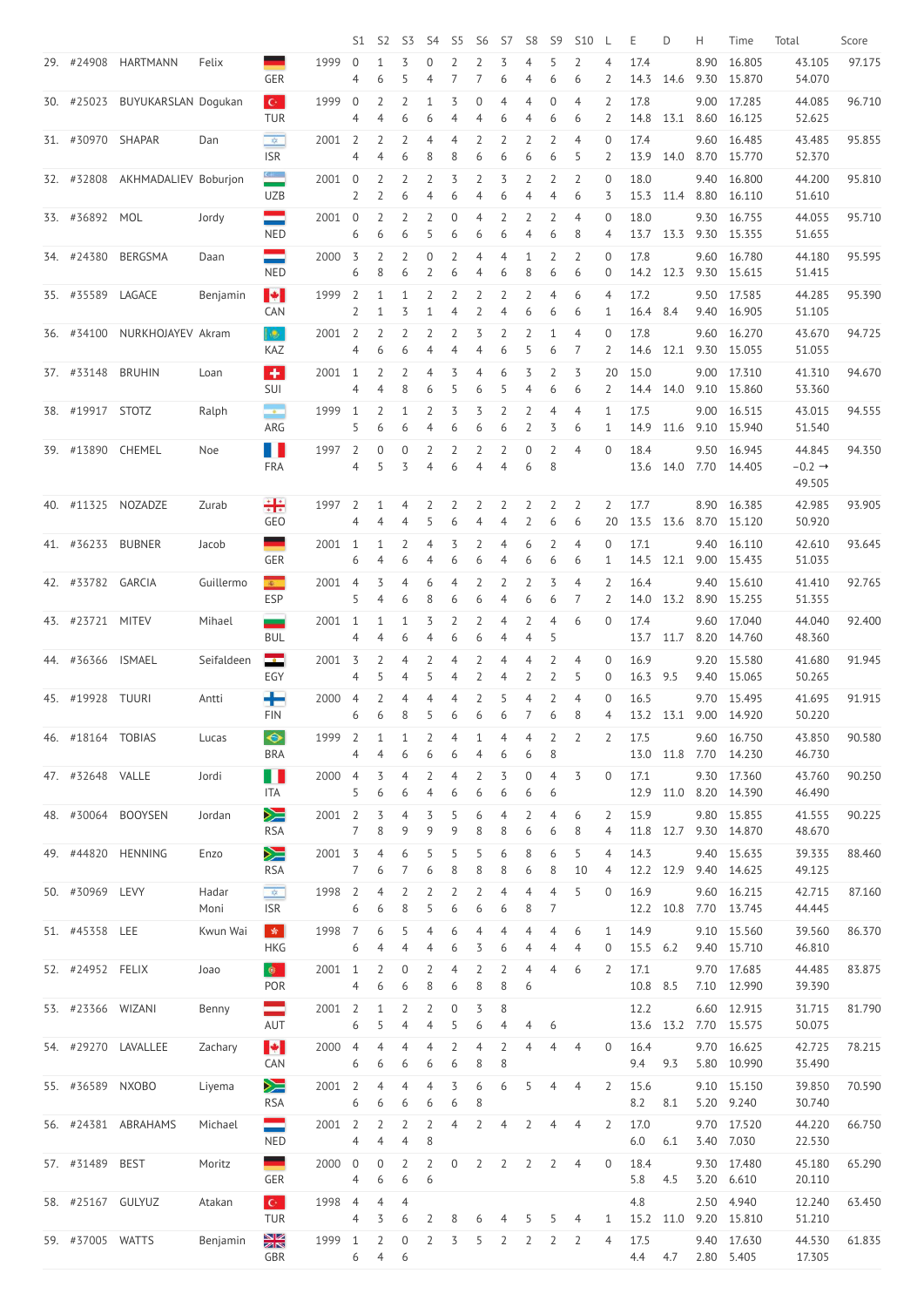| | | | | | | S1 | S2 | S3 | S4 | S5 | S6 | S7 | S8 | S9 | S10 | L | E | D | H | Time | Total | Score |
|---|---|---|---|---|---|---|---|---|---|---|---|---|---|---|---|---|---|---|---|---|---|---|
| 29. | #24908 | HARTMANN | Felix | GER | 1999 | 0 | 1 | 3 | 0 | 2 | 2 | 3 | 4 | 5 | 2 | 4 | 17.4 | | 8.90 | 16.805 | 43.105 | 97.175 |
| | | | | | | 4 | 6 | 5 | 4 | 7 | 7 | 6 | 4 | 6 | 6 | 2 | 14.3 | 14.6 | 9.30 | 15.870 | 54.070 | |
| 30. | #25023 | BUYUKARSLAN | Dogukan | TUR | 1999 | 0 | 2 | 2 | 1 | 3 | 0 | 4 | 4 | 0 | 4 | 2 | 17.8 | | 9.00 | 17.285 | 44.085 | 96.710 |
| | | | | | | 4 | 4 | 6 | 6 | 4 | 4 | 6 | 4 | 6 | 6 | 2 | 14.8 | 13.1 | 8.60 | 16.125 | 52.625 | |
| 31. | #30970 | SHAPAR | Dan | ISR | 2001 | 2 | 2 | 2 | 4 | 4 | 2 | 2 | 2 | 2 | 4 | 0 | 17.4 | | 9.60 | 16.485 | 43.485 | 95.855 |
| | | | | | | 4 | 4 | 6 | 8 | 8 | 6 | 6 | 6 | 6 | 5 | 2 | 13.9 | 14.0 | 8.70 | 15.770 | 52.370 | |
| 32. | #32808 | AKHMADALIEV | Boburjon | UZB | 2001 | 0 | 2 | 2 | 2 | 3 | 2 | 3 | 2 | 2 | 2 | 0 | 18.0 | | 9.40 | 16.800 | 44.200 | 95.810 |
| | | | | | | 2 | 2 | 6 | 4 | 6 | 4 | 6 | 4 | 4 | 6 | 3 | 15.3 | 11.4 | 8.80 | 16.110 | 51.610 | |
| 33. | #36892 | MOL | Jordy | NED | 2001 | 0 | 2 | 2 | 2 | 0 | 4 | 2 | 2 | 2 | 4 | 0 | 18.0 | | 9.30 | 16.755 | 44.055 | 95.710 |
| | | | | | | 6 | 6 | 6 | 5 | 6 | 6 | 6 | 4 | 6 | 8 | 4 | 13.7 | 13.3 | 9.30 | 15.355 | 51.655 | |
| 34. | #24380 | BERGSMA | Daan | NED | 2000 | 3 | 2 | 2 | 0 | 2 | 4 | 4 | 1 | 2 | 2 | 0 | 17.8 | | 9.60 | 16.780 | 44.180 | 95.595 |
| | | | | | | 6 | 8 | 6 | 2 | 6 | 4 | 6 | 8 | 6 | 6 | 0 | 14.2 | 12.3 | 9.30 | 15.615 | 51.415 | |
| 35. | #35589 | LAGACE | Benjamin | CAN | 1999 | 2 | 1 | 1 | 2 | 2 | 2 | 2 | 2 | 4 | 6 | 4 | 17.2 | | 9.50 | 17.585 | 44.285 | 95.390 |
| | | | | | | 2 | 1 | 3 | 1 | 4 | 2 | 4 | 6 | 6 | 6 | 1 | 16.4 | 8.4 | 9.40 | 16.905 | 51.105 | |
| 36. | #34100 | NURKHOJAYEV | Akram | KAZ | 2001 | 2 | 2 | 2 | 2 | 2 | 3 | 2 | 2 | 1 | 4 | 0 | 17.8 | | 9.60 | 16.270 | 43.670 | 94.725 |
| | | | | | | 4 | 6 | 6 | 4 | 4 | 4 | 6 | 5 | 6 | 7 | 2 | 14.6 | 12.1 | 9.30 | 15.055 | 51.055 | |
| 37. | #33148 | BRUHIN | Loan | SUI | 2001 | 1 | 2 | 2 | 4 | 3 | 4 | 6 | 3 | 2 | 3 | 20 | 15.0 | | 9.00 | 17.310 | 41.310 | 94.670 |
| | | | | | | 4 | 4 | 8 | 6 | 5 | 6 | 5 | 4 | 6 | 6 | 2 | 14.4 | 14.0 | 9.10 | 15.860 | 53.360 | |
| 38. | #19917 | STOTZ | Ralph | ARG | 1999 | 1 | 2 | 1 | 2 | 3 | 3 | 2 | 2 | 4 | 4 | 1 | 17.5 | | 9.00 | 16.515 | 43.015 | 94.555 |
| | | | | | | 5 | 6 | 6 | 4 | 6 | 6 | 6 | 2 | 3 | 6 | 1 | 14.9 | 11.6 | 9.10 | 15.940 | 51.540 | |
| 39. | #13890 | CHEMEL | Noe | FRA | 1997 | 2 | 0 | 0 | 2 | 2 | 2 | 2 | 0 | 2 | 4 | 0 | 18.4 | | 9.50 | 16.945 | 44.845 | 94.350 |
| | | | | | | 4 | 5 | 3 | 4 | 6 | 4 | 4 | 6 | 8 | | | 13.6 | 14.0 | 7.70 | 14.405 | −0.2 → 49.505 | |
| 40. | #11325 | NOZADZE | Zurab | GEO | 1997 | 2 | 1 | 4 | 2 | 2 | 2 | 2 | 2 | 2 | 2 | 2 | 17.7 | | 8.90 | 16.385 | 42.985 | 93.905 |
| | | | | | | 4 | 4 | 4 | 5 | 6 | 4 | 4 | 2 | 6 | 6 | 20 | 13.5 | 13.6 | 8.70 | 15.120 | 50.920 | |
| 41. | #36233 | BUBNER | Jacob | GER | 2001 | 1 | 1 | 2 | 4 | 3 | 2 | 4 | 6 | 2 | 4 | 0 | 17.1 | | 9.40 | 16.110 | 42.610 | 93.645 |
| | | | | | | 6 | 4 | 6 | 4 | 6 | 6 | 4 | 6 | 6 | 6 | 1 | 14.5 | 12.1 | 9.00 | 15.435 | 51.035 | |
| 42. | #33782 | GARCIA | Guillermo | ESP | 2001 | 4 | 3 | 4 | 6 | 4 | 2 | 2 | 2 | 3 | 4 | 2 | 16.4 | | 9.40 | 15.610 | 41.410 | 92.765 |
| | | | | | | 5 | 4 | 6 | 8 | 6 | 6 | 4 | 6 | 6 | 7 | 2 | 14.0 | 13.2 | 8.90 | 15.255 | 51.355 | |
| 43. | #23721 | MITEV | Mihael | BUL | 2001 | 1 | 1 | 1 | 3 | 2 | 2 | 4 | 2 | 4 | 6 | 0 | 17.4 | | 9.60 | 17.040 | 44.040 | 92.400 |
| | | | | | | 4 | 4 | 6 | 4 | 6 | 6 | 4 | 4 | 5 | | | 13.7 | 11.7 | 8.20 | 14.760 | 48.360 | |
| 44. | #36366 | ISMAEL | Seifaldeen | EGY | 2001 | 3 | 2 | 4 | 2 | 4 | 2 | 4 | 2 | 2 | 4 | 0 | 16.9 | | 9.20 | 15.580 | 41.680 | 91.945 |
| | | | | | | 4 | 5 | 4 | 5 | 4 | 2 | 4 | 2 | 2 | 5 | 0 | 16.3 | 9.5 | 9.40 | 15.065 | 50.265 | |
| 45. | #19928 | TUURI | Antti | FIN | 2000 | 4 | 2 | 4 | 4 | 4 | 2 | 5 | 4 | 2 | 4 | 0 | 16.5 | | 9.70 | 15.495 | 41.695 | 91.915 |
| | | | | | | 6 | 6 | 8 | 5 | 6 | 6 | 6 | 7 | 6 | 8 | 4 | 13.2 | 13.1 | 9.00 | 14.920 | 50.220 | |
| 46. | #18164 | TOBIAS | Lucas | BRA | 1999 | 2 | 1 | 1 | 2 | 4 | 1 | 4 | 4 | 2 | 2 | 2 | 17.5 | | 9.60 | 16.750 | 43.850 | 90.580 |
| | | | | | | 4 | 4 | 6 | 6 | 4 | 6 | 6 | 6 | 8 | | | 13.0 | 11.8 | 7.70 | 14.230 | 46.730 | |
| 47. | #32648 | VALLE | Jordi | ITA | 2000 | 4 | 3 | 4 | 2 | 4 | 2 | 3 | 0 | 4 | 3 | 0 | 17.1 | | 9.30 | 17.360 | 43.760 | 90.250 |
| | | | | | | 5 | 6 | 6 | 4 | 6 | 6 | 6 | 6 | 6 | | | 12.9 | 11.0 | 8.20 | 14.390 | 46.490 | |
| 48. | #30064 | BOOYSEN | Jordan | RSA | 2001 | 2 | 3 | 4 | 3 | 5 | 6 | 4 | 2 | 4 | 6 | 2 | 15.9 | | 9.80 | 15.855 | 41.555 | 90.225 |
| | | | | | | 7 | 8 | 9 | 9 | 9 | 8 | 8 | 6 | 6 | 8 | 4 | 11.8 | 12.7 | 9.30 | 14.870 | 48.670 | |
| 49. | #44820 | HENNING | Enzo | RSA | 2001 | 3 | 4 | 6 | 5 | 5 | 5 | 6 | 8 | 6 | 5 | 4 | 14.3 | | 9.40 | 15.635 | 39.335 | 88.460 |
| | | | | | | 7 | 6 | 7 | 6 | 8 | 8 | 8 | 6 | 8 | 10 | 4 | 12.2 | 12.9 | 9.40 | 14.625 | 49.125 | |
| 50. | #30969 | LEVY | Hadar Moni | ISR | 1998 | 2 | 4 | 2 | 2 | 2 | 2 | 4 | 4 | 4 | 5 | 0 | 16.9 | | 9.60 | 16.215 | 42.715 | 87.160 |
| | | | | | | 6 | 6 | 8 | 5 | 6 | 6 | 6 | 8 | 7 | | | 12.2 | 10.8 | 7.70 | 13.745 | 44.445 | |
| 51. | #45358 | LEE | Kwun Wai | HKG | 1998 | 7 | 6 | 5 | 4 | 6 | 4 | 4 | 4 | 4 | 6 | 1 | 14.9 | | 9.10 | 15.560 | 39.560 | 86.370 |
| | | | | | | 6 | 4 | 4 | 4 | 6 | 3 | 6 | 4 | 4 | 4 | 0 | 15.5 | 6.2 | 9.40 | 15.710 | 46.810 | |
| 52. | #24952 | FELIX | Joao | POR | 2001 | 1 | 2 | 0 | 2 | 4 | 2 | 2 | 4 | 4 | 6 | 2 | 17.1 | | 9.70 | 17.685 | 44.485 | 83.875 |
| | | | | | | 4 | 6 | 6 | 8 | 6 | 8 | 8 | 6 | | | | 10.8 | 8.5 | 7.10 | 12.990 | 39.390 | |
| 53. | #23366 | WIZANI | Benny | AUT | 2001 | 2 | 1 | 2 | 2 | 0 | 3 | 8 | | | | | 12.2 | | 6.60 | 12.915 | 31.715 | 81.790 |
| | | | | | | 6 | 5 | 4 | 4 | 5 | 6 | 4 | 4 | 6 | | | 13.6 | 13.2 | 7.70 | 15.575 | 50.075 | |
| 54. | #29270 | LAVALLEE | Zachary | CAN | 2000 | 4 | 4 | 4 | 4 | 2 | 4 | 2 | 4 | 4 | 4 | 0 | 16.4 | | 9.70 | 16.625 | 42.725 | 78.215 |
| | | | | | | 6 | 6 | 6 | 6 | 6 | 8 | 8 | | | | | 9.4 | 9.3 | 5.80 | 10.990 | 35.490 | |
| 55. | #36589 | NXOBO | Liyema | RSA | 2001 | 2 | 4 | 4 | 4 | 3 | 6 | 6 | 5 | 4 | 4 | 2 | 15.6 | | 9.10 | 15.150 | 39.850 | 70.590 |
| | | | | | | 6 | 6 | 6 | 6 | 6 | 8 | | | | | | 8.2 | 8.1 | 5.20 | 9.240 | 30.740 | |
| 56. | #24381 | ABRAHAMS | Michael | NED | 2001 | 2 | 2 | 2 | 2 | 4 | 2 | 4 | 2 | 4 | 4 | 2 | 17.0 | | 9.70 | 17.520 | 44.220 | 66.750 |
| | | | | | | 4 | 4 | 4 | 8 | | | | | | | | 6.0 | 6.1 | 3.40 | 7.030 | 22.530 | |
| 57. | #31489 | BEST | Moritz | GER | 2000 | 0 | 0 | 2 | 2 | 0 | 2 | 2 | 2 | 2 | 4 | 0 | 18.4 | | 9.30 | 17.480 | 45.180 | 65.290 |
| | | | | | | 4 | 6 | 6 | 6 | | | | | | | | 5.8 | 4.5 | 3.20 | 6.610 | 20.110 | |
| 58. | #25167 | GULYUZ | Atakan | TUR | 1998 | 4 | 4 | 4 | | | | | | | | | 4.8 | | 2.50 | 4.940 | 12.240 | 63.450 |
| | | | | | | 4 | 3 | 6 | 2 | 8 | 6 | 4 | 5 | 5 | 4 | 1 | 15.2 | 11.0 | 9.20 | 15.810 | 51.210 | |
| 59. | #37005 | WATTS | Benjamin | GBR | 1999 | 1 | 2 | 0 | 2 | 3 | 5 | 2 | 2 | 2 | 2 | 4 | 17.5 | | 9.40 | 17.630 | 44.530 | 61.835 |
| | | | | | | 6 | 4 | 6 | | | | | | | | | 4.4 | 4.7 | 2.80 | 5.405 | 17.305 | |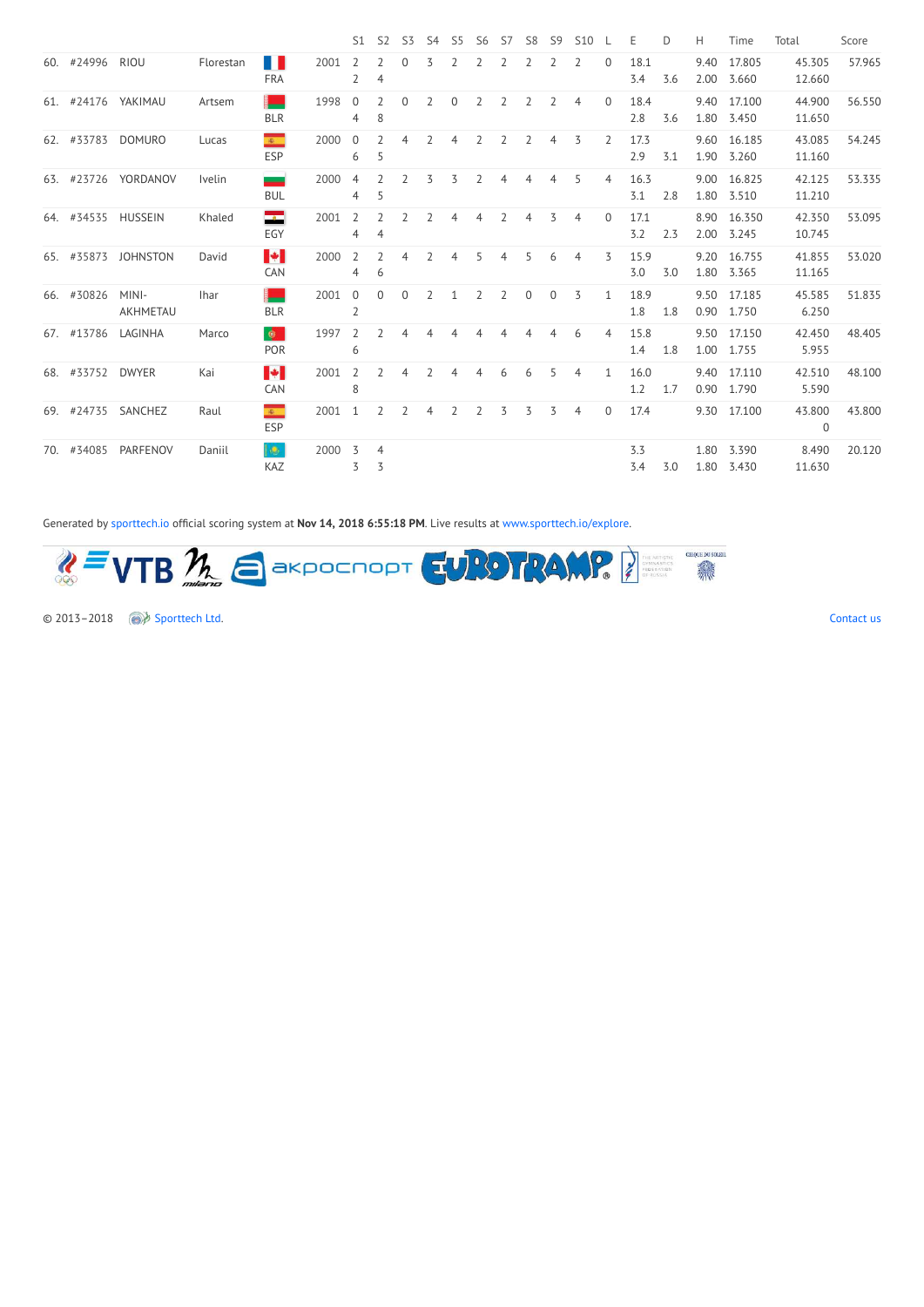| | | | | | | S1 | S2 | S3 | S4 | S5 | S6 | S7 | S8 | S9 | S10 | L | E | D | H | Time | Total | Score |
|---|---|---|---|---|---|---|---|---|---|---|---|---|---|---|---|---|---|---|---|---|---|---|
| 60. | #24996 | RIOU | Florestan | FRA | 2001 | 2<br>2 | 2<br>4 | 0 | 3 | 2 | 2 | 2 | 2 | 2 | 2 | 0 | 18.1<br>3.4 | 3.6 | 9.40<br>2.00 | 17.805<br>3.660 | 45.305<br>12.660 | 57.965 |
| 61. | #24176 | YAKIMAU | Artsem | BLR | 1998 | 0<br>4 | 2<br>8 | 0 | 2 | 0 | 2 | 2 | 2 | 2 | 4 | 0 | 18.4<br>2.8 | 3.6 | 9.40<br>1.80 | 17.100<br>3.450 | 44.900<br>11.650 | 56.550 |
| 62. | #33783 | DOMURO | Lucas | ESP | 2000 | 0<br>6 | 2<br>5 | 4 | 2 | 4 | 2 | 2 | 2 | 4 | 3 | 2 | 17.3<br>2.9 | 3.1 | 9.60<br>1.90 | 16.185<br>3.260 | 43.085<br>11.160 | 54.245 |
| 63. | #23726 | YORDANOV | Ivelin | BUL | 2000 | 4<br>4 | 2<br>5 | 2 | 3 | 3 | 2 | 4 | 4 | 4 | 5 | 4 | 16.3<br>3.1 | 2.8 | 9.00<br>1.80 | 16.825<br>3.510 | 42.125<br>11.210 | 53.335 |
| 64. | #34535 | HUSSEIN | Khaled | EGY | 2001 | 2<br>4 | 2<br>4 | 2 | 2 | 4 | 4 | 2 | 4 | 3 | 4 | 0 | 17.1<br>3.2 | 2.3 | 8.90<br>2.00 | 16.350<br>3.245 | 42.350<br>10.745 | 53.095 |
| 65. | #35873 | JOHNSTON | David | CAN | 2000 | 2<br>4 | 2<br>6 | 4 | 2 | 4 | 5 | 4 | 5 | 6 | 4 | 3 | 15.9<br>3.0 | 3.0 | 9.20<br>1.80 | 16.755<br>3.365 | 41.855<br>11.165 | 53.020 |
| 66. | #30826 | MINI-AKHMETAU | Ihar | BLR | 2001 | 0<br>2 | 0 | 0 | 2 | 1 | 2 | 2 | 0 | 0 | 3 | 1 | 18.9<br>1.8 | 1.8 | 9.50<br>0.90 | 17.185<br>1.750 | 45.585<br>6.250 | 51.835 |
| 67. | #13786 | LAGINHA | Marco | POR | 1997 | 2<br>6 | 2 | 4 | 4 | 4 | 4 | 4 | 4 | 4 | 6 | 4 | 15.8<br>1.4 | 1.8 | 9.50<br>1.00 | 17.150<br>1.755 | 42.450<br>5.955 | 48.405 |
| 68. | #33752 | DWYER | Kai | CAN | 2001 | 2<br>8 | 2 | 4 | 2 | 4 | 4 | 6 | 6 | 5 | 4 | 1 | 16.0<br>1.2 | 1.7 | 9.40<br>0.90 | 17.110<br>1.790 | 42.510<br>5.590 | 48.100 |
| 69. | #24735 | SANCHEZ | Raul | ESP | 2001 | 1 | 2 | 2 | 4 | 2 | 2 | 3 | 3 | 3 | 4 | 0 | 17.4 | | 9.30 | 17.100 | 43.800<br>0 | 43.800 |
| 70. | #34085 | PARFENOV | Daniil | KAZ | 2000 | 3<br>3 | 4<br>3 | | | | | | | | | | 3.3<br>3.4 | 3.0 | 1.80<br>1.80 | 3.390<br>3.430 | 8.490<br>11.630 | 20.120 |

Generated by sporttech.io official scoring system at **Nov 14, 2018 6:55:18 PM**. Live results at www.sporttech.io/explore.

© 2013–2018 Sporttech Ltd.

Contact us